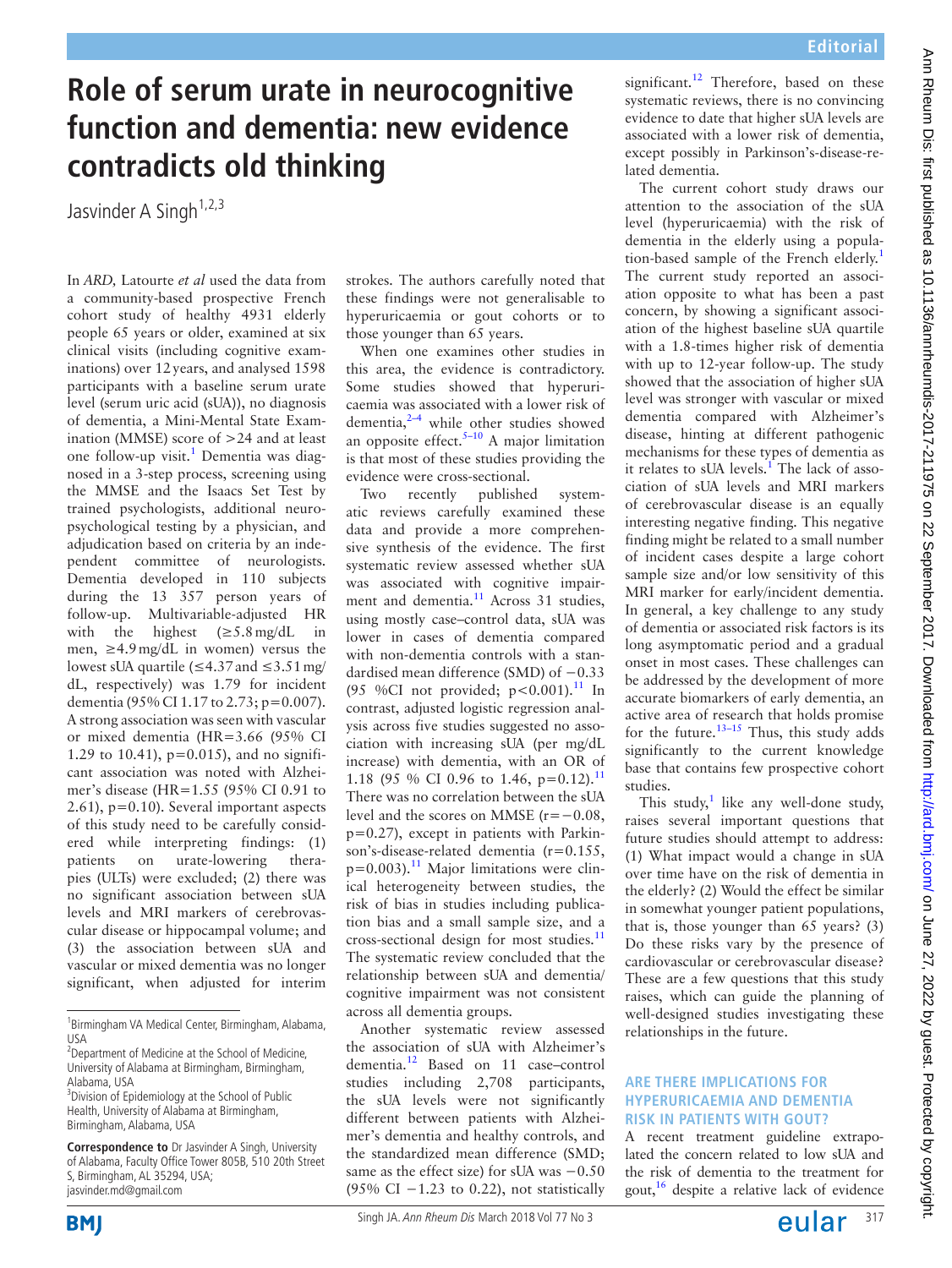# Role of serum urate in neurocognitive function and dementia: new evidence contradicts old thinking

Jasvinder A Singh[1,2,3]

In *ARD*, Latourte *et al* used the data from a community-based prospective French cohort study of healthy 4931 elderly people 65 years or older, examined at six clinical visits (including cognitive examinations) over 12 years, and analysed 1598 participants with a baseline serum urate level (serum uric acid (sUA)), no diagnosis of dementia, a Mini-Mental State Examination (MMSE) score of >24 and at least one follow-up visit.[1] Dementia was diagnosed in a 3-step process, screening using the MMSE and the Isaacs Set Test by trained psychologists, additional neuropsychological testing by a physician, and adjudication based on criteria by an independent committee of neurologists. Dementia developed in 110 subjects during the 13 357 person years of follow-up. Multivariable-adjusted HR with the highest (≥5.8 mg/dL in men, ≥4.9 mg/dL in women) versus the lowest sUA quartile (≤4.37 and ≤3.51 mg/dL, respectively) was 1.79 for incident dementia (95% CI 1.17 to 2.73; p=0.007). A strong association was seen with vascular or mixed dementia (HR=3.66 (95% CI 1.29 to 10.41), p=0.015), and no significant association was noted with Alzheimer's disease (HR=1.55 (95% CI 0.91 to 2.61), p=0.10). Several important aspects of this study need to be carefully considered while interpreting findings: (1) patients on urate-lowering therapies (ULTs) were excluded; (2) there was no significant association between sUA levels and MRI markers of cerebrovascular disease or hippocampal volume; and (3) the association between sUA and vascular or mixed dementia was no longer significant, when adjusted for interim strokes. The authors carefully noted that these findings were not generalisable to hyperuricaemia or gout cohorts or to those younger than 65 years.

When one examines other studies in this area, the evidence is contradictory. Some studies showed that hyperuricaemia was associated with a lower risk of dementia,[2–4] while other studies showed an opposite effect.[5–10] A major limitation is that most of these studies providing the evidence were cross-sectional.

Two recently published systematic reviews carefully examined these data and provide a more comprehensive synthesis of the evidence. The first systematic review assessed whether sUA was associated with cognitive impairment and dementia.[11] Across 31 studies, using mostly case–control data, sUA was lower in cases of dementia compared with non-dementia controls with a standardised mean difference (SMD) of −0.33 (95 %CI not provided; p<0.001).[11] In contrast, adjusted logistic regression analysis across five studies suggested no association with increasing sUA (per mg/dL increase) with dementia, with an OR of 1.18 (95 % CI 0.96 to 1.46, p=0.12).[11] There was no correlation between the sUA level and the scores on MMSE (r=−0.08, p=0.27), except in patients with Parkinson's-disease-related dementia (r=0.155, p=0.003).[11] Major limitations were clinical heterogeneity between studies, the risk of bias in studies including publication bias and a small sample size, and a cross-sectional design for most studies.[11] The systematic review concluded that the relationship between sUA and dementia/cognitive impairment was not consistent across all dementia groups.

Another systematic review assessed the association of sUA with Alzheimer's dementia.[12] Based on 11 case–control studies including 2,708 participants, the sUA levels were not significantly different between patients with Alzheimer's dementia and healthy controls, and the standardized mean difference (SMD; same as the effect size) for sUA was −0.50 (95% CI −1.23 to 0.22), not statistically significant.[12] Therefore, based on these systematic reviews, there is no convincing evidence to date that higher sUA levels are associated with a lower risk of dementia, except possibly in Parkinson's-disease-related dementia.

The current cohort study draws our attention to the association of the sUA level (hyperuricaemia) with the risk of dementia in the elderly using a population-based sample of the French elderly.[1] The current study reported an association opposite to what has been a past concern, by showing a significant association of the highest baseline sUA quartile with a 1.8-times higher risk of dementia with up to 12-year follow-up. The study showed that the association of higher sUA level was stronger with vascular or mixed dementia compared with Alzheimer's disease, hinting at different pathogenic mechanisms for these types of dementia as it relates to sUA levels.[1] The lack of association of sUA levels and MRI markers of cerebrovascular disease is an equally interesting negative finding. This negative finding might be related to a small number of incident cases despite a large cohort sample size and/or low sensitivity of this MRI marker for early/incident dementia. In general, a key challenge to any study of dementia or associated risk factors is its long asymptomatic period and a gradual onset in most cases. These challenges can be addressed by the development of more accurate biomarkers of early dementia, an active area of research that holds promise for the future.[13–15] Thus, this study adds significantly to the current knowledge base that contains few prospective cohort studies.

This study,[1] like any well-done study, raises several important questions that future studies should attempt to address: (1) What impact would a change in sUA over time have on the risk of dementia in the elderly? (2) Would the effect be similar in somewhat younger patient populations, that is, those younger than 65 years? (3) Do these risks vary by the presence of cardiovascular or cerebrovascular disease? These are a few questions that this study raises, which can guide the planning of well-designed studies investigating these relationships in the future.

## ARE THERE IMPLICATIONS FOR HYPERURICAEMIA AND DEMENTIA RISK IN PATIENTS WITH GOUT?

A recent treatment guideline extrapolated the concern related to low sUA and the risk of dementia to the treatment for gout,[16] despite a relative lack of evidence

---

[1]Birmingham VA Medical Center, Birmingham, Alabama, USA
[2]Department of Medicine at the School of Medicine, University of Alabama at Birmingham, Birmingham, Alabama, USA
[3]Division of Epidemiology at the School of Public Health, University of Alabama at Birmingham, Birmingham, Alabama, USA

**Correspondence to** Dr Jasvinder A Singh, University of Alabama, Faculty Office Tower 805B, 510 20th Street S, Birmingham, AL 35294, USA; jasvinder.md@gmail.com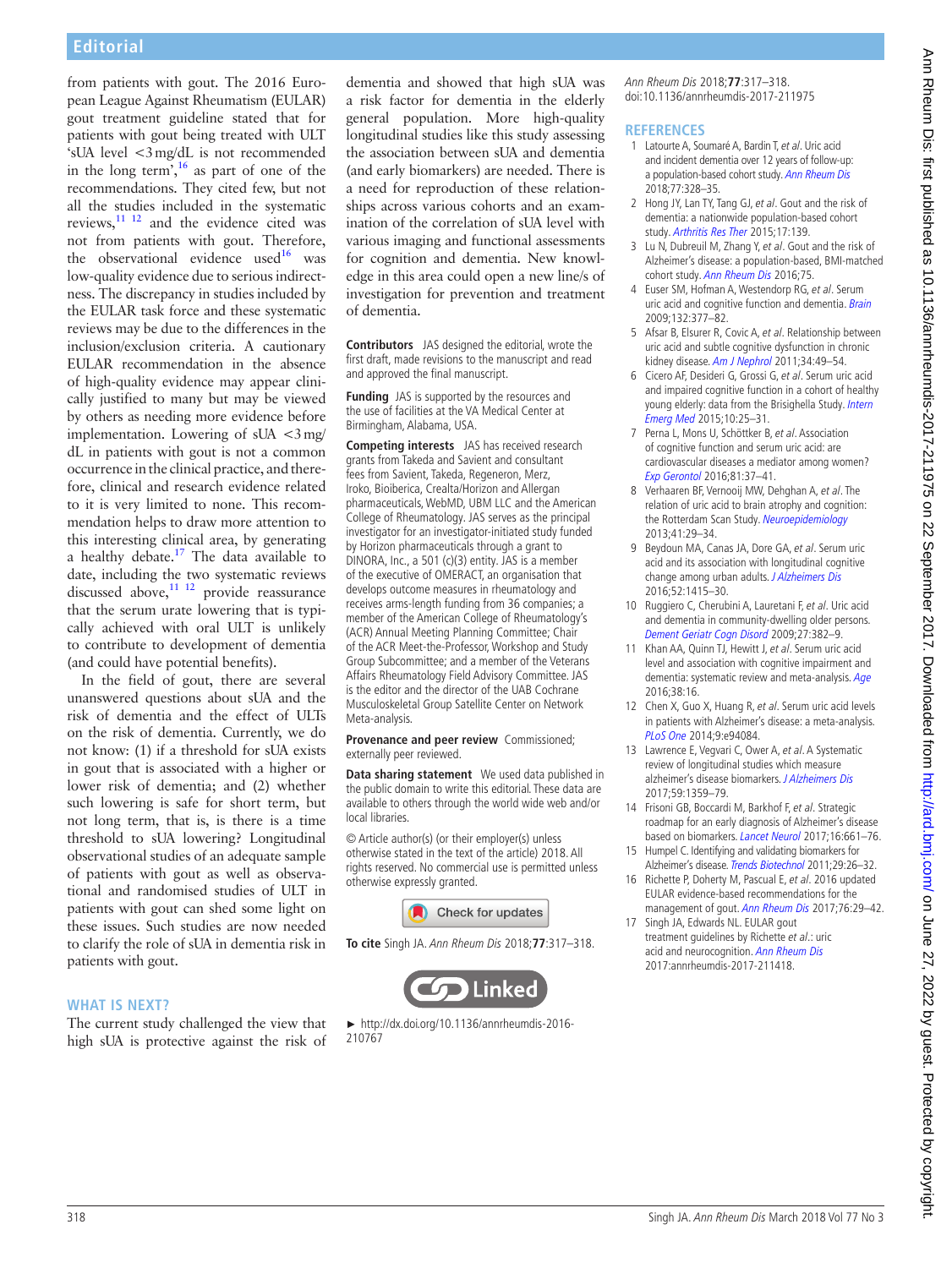from patients with gout. The 2016 European League Against Rheumatism (EULAR) gout treatment guideline stated that for patients with gout being treated with ULT 'sUA level <3 mg/dL is not recommended in the long term',[16] as part of one of the recommendations. They cited few, but not all the studies included in the systematic reviews,[11 12] and the evidence cited was not from patients with gout. Therefore, the observational evidence used[16] was low-quality evidence due to serious indirectness. The discrepancy in studies included by the EULAR task force and these systematic reviews may be due to the differences in the inclusion/exclusion criteria. A cautionary EULAR recommendation in the absence of high-quality evidence may appear clinically justified to many but may be viewed by others as needing more evidence before implementation. Lowering of sUA <3 mg/dL in patients with gout is not a common occurrence in the clinical practice, and therefore, clinical and research evidence related to it is very limited to none. This recommendation helps to draw more attention to this interesting clinical area, by generating a healthy debate.[17] The data available to date, including the two systematic reviews discussed above,[11 12] provide reassurance that the serum urate lowering that is typically achieved with oral ULT is unlikely to contribute to development of dementia (and could have potential benefits).

In the field of gout, there are several unanswered questions about sUA and the risk of dementia and the effect of ULTs on the risk of dementia. Currently, we do not know: (1) if a threshold for sUA exists in gout that is associated with a higher or lower risk of dementia; and (2) whether such lowering is safe for short term, but not long term, that is, is there a time threshold to sUA lowering? Longitudinal observational studies of an adequate sample of patients with gout as well as observational and randomised studies of ULT in patients with gout can shed some light on these issues. Such studies are now needed to clarify the role of sUA in dementia risk in patients with gout.

## WHAT IS NEXT?

The current study challenged the view that high sUA is protective against the risk of dementia and showed that high sUA was a risk factor for dementia in the elderly general population. More high-quality longitudinal studies like this study assessing the association between sUA and dementia (and early biomarkers) are needed. There is a need for reproduction of these relationships across various cohorts and an examination of the correlation of sUA level with various imaging and functional assessments for cognition and dementia. New knowledge in this area could open a new line/s of investigation for prevention and treatment of dementia.

**Contributors** JAS designed the editorial, wrote the first draft, made revisions to the manuscript and read and approved the final manuscript.

**Funding** JAS is supported by the resources and the use of facilities at the VA Medical Center at Birmingham, Alabama, USA.

**Competing interests** JAS has received research grants from Takeda and Savient and consultant fees from Savient, Takeda, Regeneron, Merz, Iroko, Bioiberica, Crealta/Horizon and Allergan pharmaceuticals, WebMD, UBM LLC and the American College of Rheumatology. JAS serves as the principal investigator for an investigator-initiated study funded by Horizon pharmaceuticals through a grant to DINORA, Inc., a 501 (c)(3) entity. JAS is a member of the executive of OMERACT, an organisation that develops outcome measures in rheumatology and receives arms-length funding from 36 companies; a member of the American College of Rheumatology's (ACR) Annual Meeting Planning Committee; Chair of the ACR Meet-the-Professor, Workshop and Study Group Subcommittee; and a member of the Veterans Affairs Rheumatology Field Advisory Committee. JAS is the editor and the director of the UAB Cochrane Musculoskeletal Group Satellite Center on Network Meta-analysis.

**Provenance and peer review** Commissioned; externally peer reviewed.

**Data sharing statement** We used data published in the public domain to write this editorial. These data are available to others through the world wide web and/or local libraries.

© Article author(s) (or their employer(s) unless otherwise stated in the text of the article) 2018. All rights reserved. No commercial use is permitted unless otherwise expressly granted.

**To cite** Singh JA. *Ann Rheum Dis* 2018;**77**:317–318.

► http://dx.doi.org/10.1136/annrheumdis-2016-210767

*Ann Rheum Dis* 2018;**77**:317–318.
doi:10.1136/annrheumdis-2017-211975

## REFERENCES

1. Latourte A, Soumaré A, Bardin T, *et al*. Uric acid and incident dementia over 12 years of follow-up: a population-based cohort study. *Ann Rheum Dis* 2018;77:328–35.
2. Hong JY, Lan TY, Tang GJ, *et al*. Gout and the risk of dementia: a nationwide population-based cohort study. *Arthritis Res Ther* 2015;17:139.
3. Lu N, Dubreuil M, Zhang Y, *et al*. Gout and the risk of Alzheimer's disease: a population-based, BMI-matched cohort study. *Ann Rheum Dis* 2016;75.
4. Euser SM, Hofman A, Westendorp RG, *et al*. Serum uric acid and cognitive function and dementia. *Brain* 2009;132:377–82.
5. Afsar B, Elsurer R, Covic A, *et al*. Relationship between uric acid and subtle cognitive dysfunction in chronic kidney disease. *Am J Nephrol* 2011;34:49–54.
6. Cicero AF, Desideri G, Grossi G, *et al*. Serum uric acid and impaired cognitive function in a cohort of healthy young elderly: data from the Brisighella Study. *Intern Emerg Med* 2015;10:25–31.
7. Perna L, Mons U, Schöttker B, *et al*. Association of cognitive function and serum uric acid: are cardiovascular diseases a mediator among women? *Exp Gerontol* 2016;81:37–41.
8. Verhaaren BF, Vernooij MW, Dehghan A, *et al*. The relation of uric acid to brain atrophy and cognition: the Rotterdam Scan Study. *Neuroepidemiology* 2013;41:29–34.
9. Beydoun MA, Canas JA, Dore GA, *et al*. Serum uric acid and its association with longitudinal cognitive change among urban adults. *J Alzheimers Dis* 2016;52:1415–30.
10. Ruggiero C, Cherubini A, Lauretani F, *et al*. Uric acid and dementia in community-dwelling older persons. *Dement Geriatr Cogn Disord* 2009;27:382–9.
11. Khan AA, Quinn TJ, Hewitt J, *et al*. Serum uric acid level and association with cognitive impairment and dementia: systematic review and meta-analysis. *Age* 2016;38:16.
12. Chen X, Guo X, Huang R, *et al*. Serum uric acid levels in patients with Alzheimer's disease: a meta-analysis. *PLoS One* 2014;9:e94084.
13. Lawrence E, Vegvari C, Ower A, *et al*. A Systematic review of longitudinal studies which measure alzheimer's disease biomarkers. *J Alzheimers Dis* 2017;59:1359–79.
14. Frisoni GB, Boccardi M, Barkhof F, *et al*. Strategic roadmap for an early diagnosis of Alzheimer's disease based on biomarkers. *Lancet Neurol* 2017;16:661–76.
15. Humpel C. Identifying and validating biomarkers for Alzheimer's disease. *Trends Biotechnol* 2011;29:26–32.
16. Richette P, Doherty M, Pascual E, *et al*. 2016 updated EULAR evidence-based recommendations for the management of gout. *Ann Rheum Dis* 2017;76:29–42.
17. Singh JA, Edwards NL. EULAR gout treatment guidelines by Richette *et al*.: uric acid and neurocognition. *Ann Rheum Dis* 2017:annrheumdis-2017-211418.